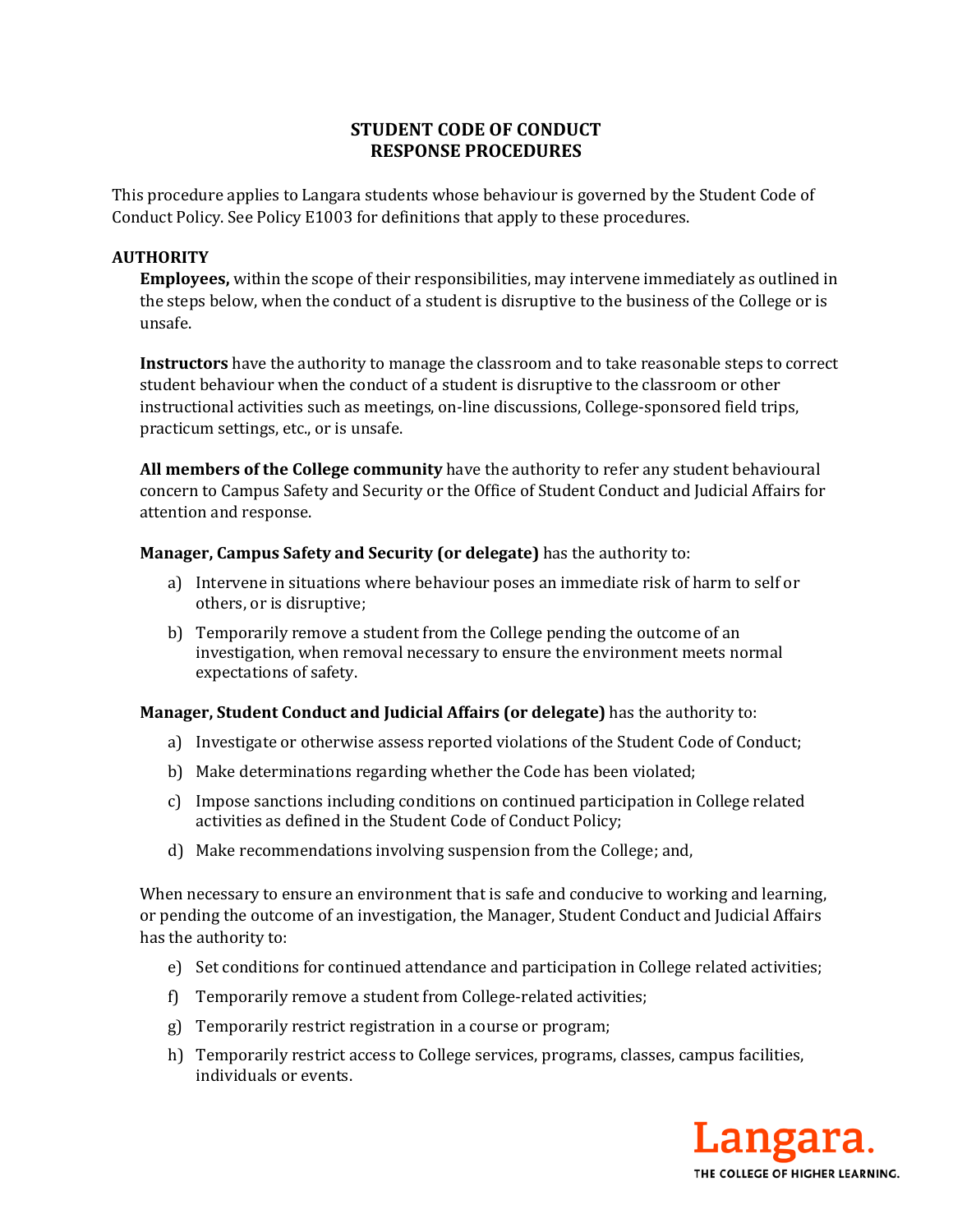# STUDENT CODE OF CONDUCT
# RESPONSE PROCEDURES

This procedure applies to Langara students whose behaviour is governed by the Student Code of Conduct Policy. See Policy E1003 for definitions that apply to these procedures.

## AUTHORITY

**Employees,** within the scope of their responsibilities, may intervene immediately as outlined in the steps below, when the conduct of a student is disruptive to the business of the College or is unsafe.

**Instructors** have the authority to manage the classroom and to take reasonable steps to correct student behaviour when the conduct of a student is disruptive to the classroom or other instructional activities such as meetings, on-line discussions, College-sponsored field trips, practicum settings, etc., or is unsafe.

**All members of the College community** have the authority to refer any student behavioural concern to Campus Safety and Security or the Office of Student Conduct and Judicial Affairs for attention and response.

**Manager, Campus Safety and Security (or delegate)** has the authority to:

a) Intervene in situations where behaviour poses an immediate risk of harm to self or others, or is disruptive;

b) Temporarily remove a student from the College pending the outcome of an investigation, when removal necessary to ensure the environment meets normal expectations of safety.

**Manager, Student Conduct and Judicial Affairs (or delegate)** has the authority to:

a) Investigate or otherwise assess reported violations of the Student Code of Conduct;

b) Make determinations regarding whether the Code has been violated;

c) Impose sanctions including conditions on continued participation in College related activities as defined in the Student Code of Conduct Policy;

d) Make recommendations involving suspension from the College; and,

When necessary to ensure an environment that is safe and conducive to working and learning, or pending the outcome of an investigation, the Manager, Student Conduct and Judicial Affairs has the authority to:

e) Set conditions for continued attendance and participation in College related activities;

f) Temporarily remove a student from College-related activities;

g) Temporarily restrict registration in a course or program;

h) Temporarily restrict access to College services, programs, classes, campus facilities, individuals or events.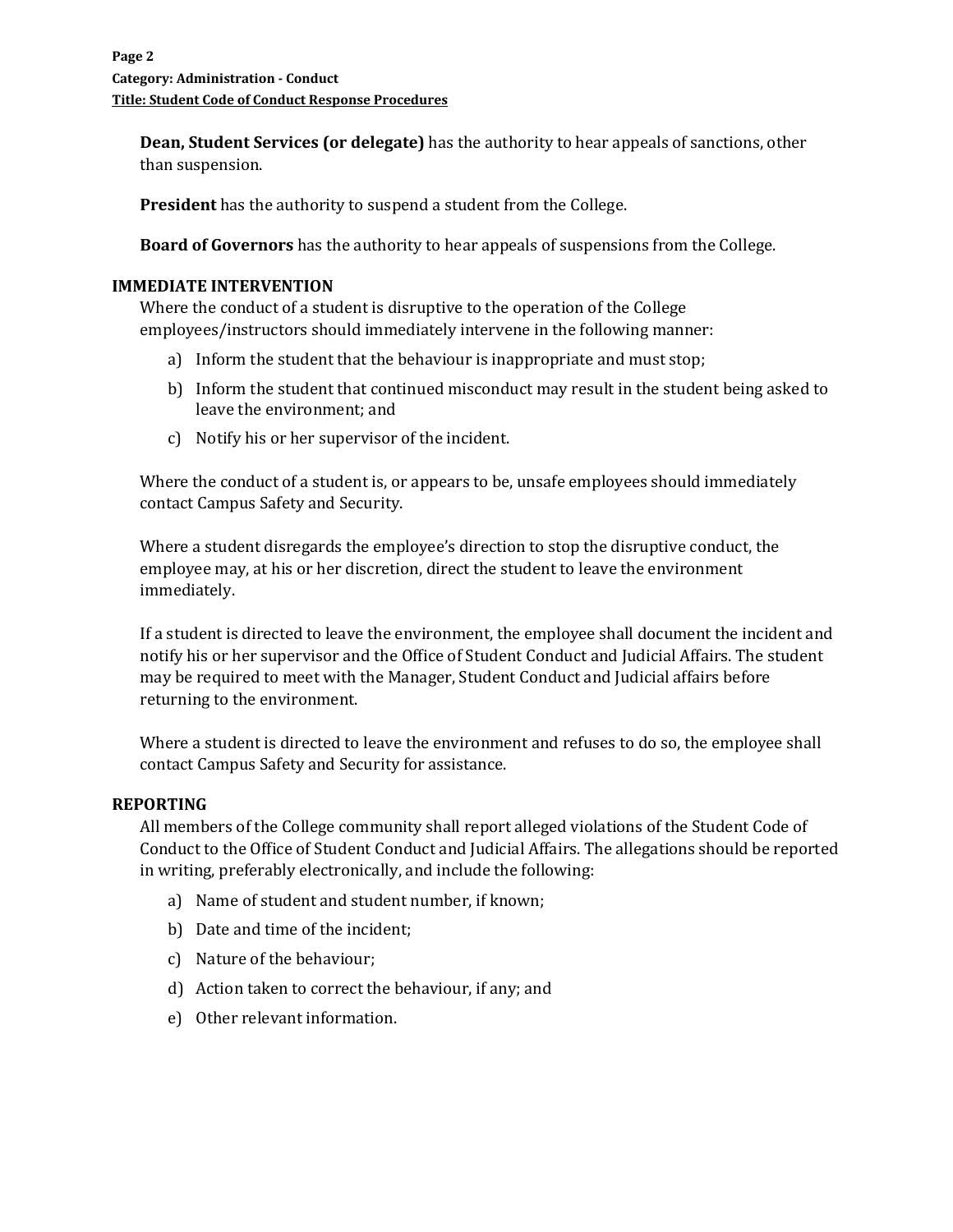**Dean, Student Services (or delegate)** has the authority to hear appeals of sanctions, other than suspension.

**President** has the authority to suspend a student from the College.

**Board of Governors** has the authority to hear appeals of suspensions from the College.

## IMMEDIATE INTERVENTION

Where the conduct of a student is disruptive to the operation of the College employees/instructors should immediately intervene in the following manner:

a) Inform the student that the behaviour is inappropriate and must stop;

b) Inform the student that continued misconduct may result in the student being asked to leave the environment; and

c) Notify his or her supervisor of the incident.

Where the conduct of a student is, or appears to be, unsafe employees should immediately contact Campus Safety and Security.

Where a student disregards the employee's direction to stop the disruptive conduct, the employee may, at his or her discretion, direct the student to leave the environment immediately.

If a student is directed to leave the environment, the employee shall document the incident and notify his or her supervisor and the Office of Student Conduct and Judicial Affairs. The student may be required to meet with the Manager, Student Conduct and Judicial affairs before returning to the environment.

Where a student is directed to leave the environment and refuses to do so, the employee shall contact Campus Safety and Security for assistance.

## REPORTING

All members of the College community shall report alleged violations of the Student Code of Conduct to the Office of Student Conduct and Judicial Affairs. The allegations should be reported in writing, preferably electronically, and include the following:

a) Name of student and student number, if known;

b) Date and time of the incident;

c) Nature of the behaviour;

d) Action taken to correct the behaviour, if any; and

e) Other relevant information.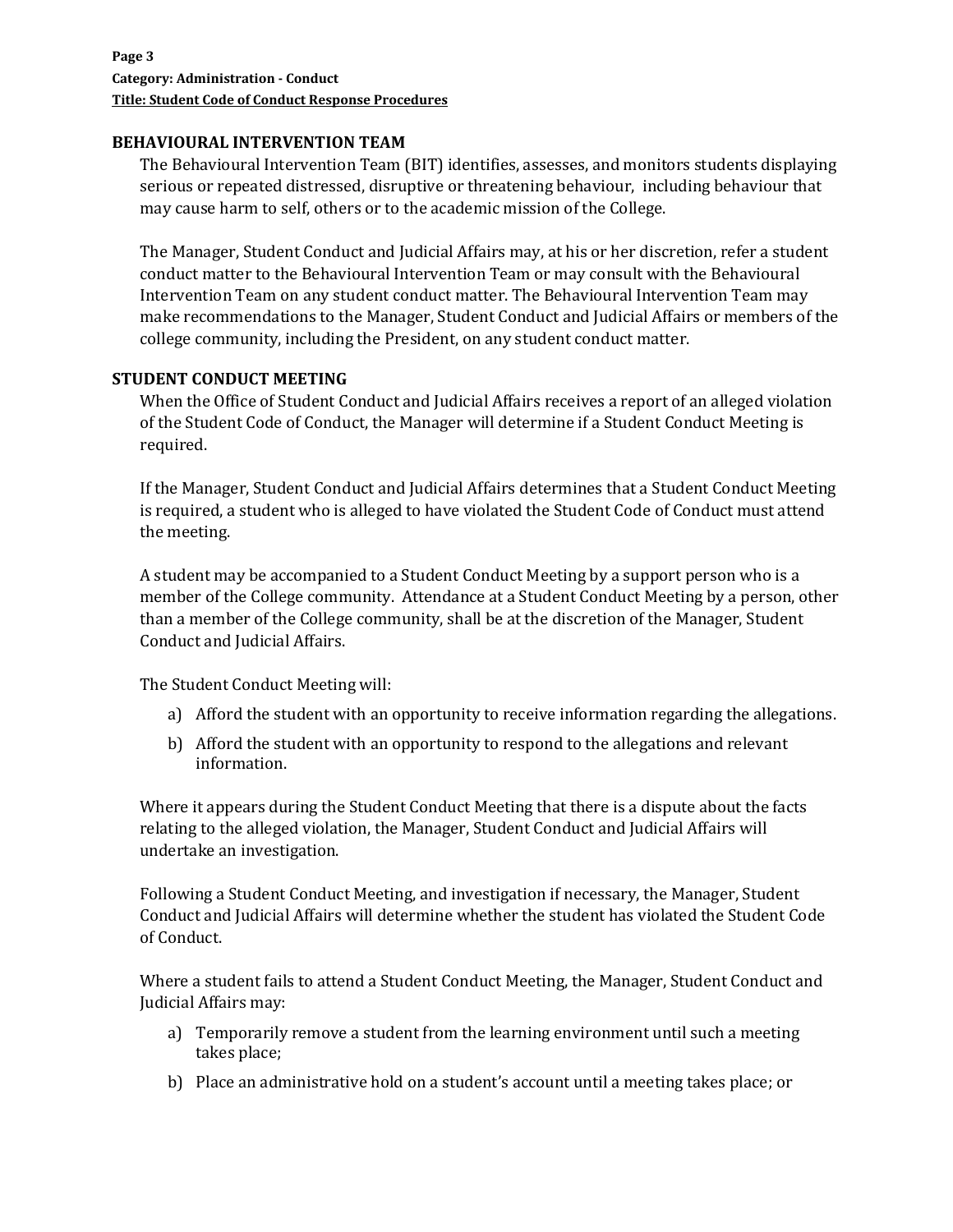## BEHAVIOURAL INTERVENTION TEAM

The Behavioural Intervention Team (BIT) identifies, assesses, and monitors students displaying serious or repeated distressed, disruptive or threatening behaviour, including behaviour that may cause harm to self, others or to the academic mission of the College.

The Manager, Student Conduct and Judicial Affairs may, at his or her discretion, refer a student conduct matter to the Behavioural Intervention Team or may consult with the Behavioural Intervention Team on any student conduct matter. The Behavioural Intervention Team may make recommendations to the Manager, Student Conduct and Judicial Affairs or members of the college community, including the President, on any student conduct matter.

## STUDENT CONDUCT MEETING

When the Office of Student Conduct and Judicial Affairs receives a report of an alleged violation of the Student Code of Conduct, the Manager will determine if a Student Conduct Meeting is required.

If the Manager, Student Conduct and Judicial Affairs determines that a Student Conduct Meeting is required, a student who is alleged to have violated the Student Code of Conduct must attend the meeting.

A student may be accompanied to a Student Conduct Meeting by a support person who is a member of the College community. Attendance at a Student Conduct Meeting by a person, other than a member of the College community, shall be at the discretion of the Manager, Student Conduct and Judicial Affairs.

The Student Conduct Meeting will:

a) Afford the student with an opportunity to receive information regarding the allegations.

b) Afford the student with an opportunity to respond to the allegations and relevant information.

Where it appears during the Student Conduct Meeting that there is a dispute about the facts relating to the alleged violation, the Manager, Student Conduct and Judicial Affairs will undertake an investigation.

Following a Student Conduct Meeting, and investigation if necessary, the Manager, Student Conduct and Judicial Affairs will determine whether the student has violated the Student Code of Conduct.

Where a student fails to attend a Student Conduct Meeting, the Manager, Student Conduct and Judicial Affairs may:

a) Temporarily remove a student from the learning environment until such a meeting takes place;

b) Place an administrative hold on a student's account until a meeting takes place; or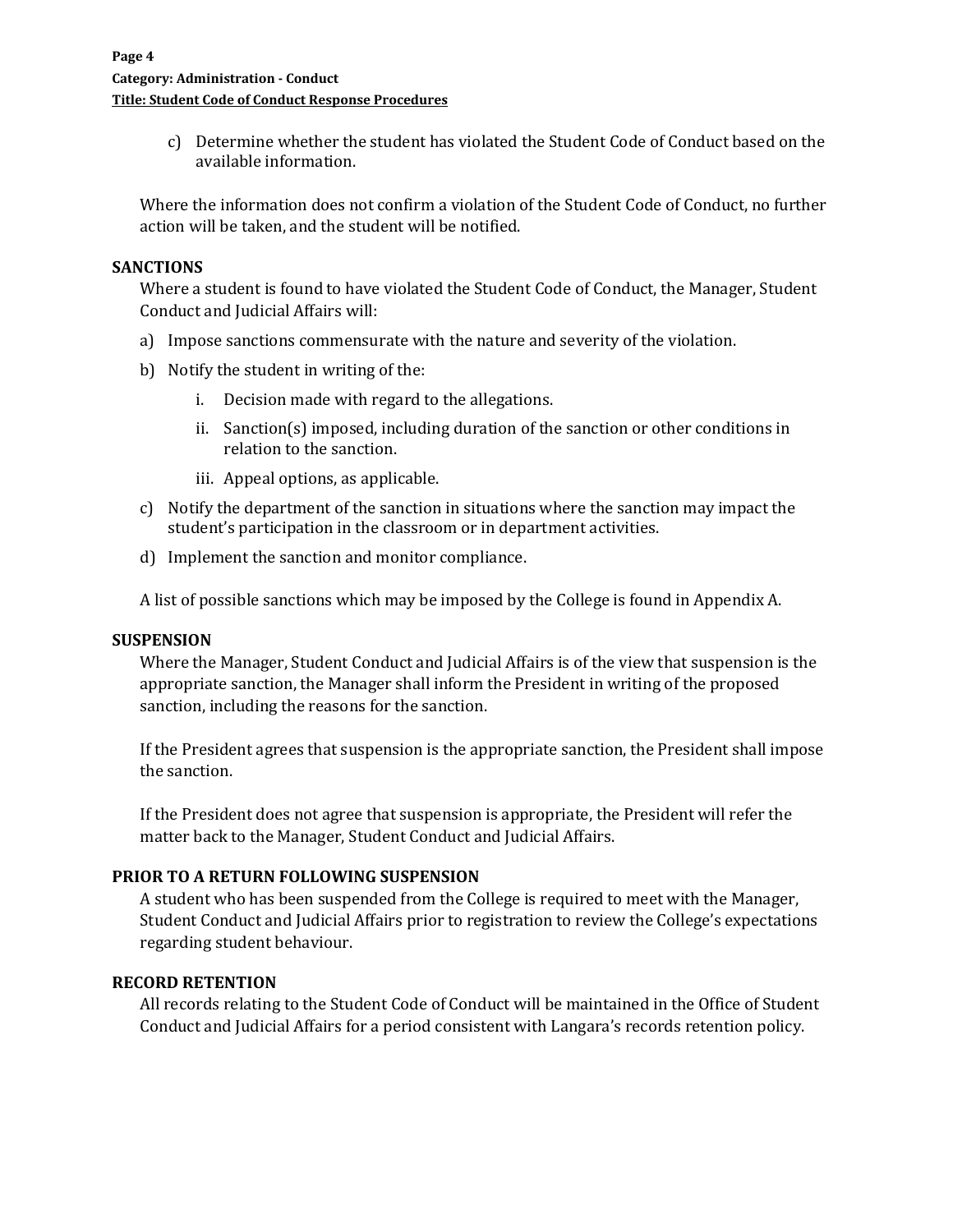c) Determine whether the student has violated the Student Code of Conduct based on the available information.

Where the information does not confirm a violation of the Student Code of Conduct, no further action will be taken, and the student will be notified.

## SANCTIONS

Where a student is found to have violated the Student Code of Conduct, the Manager, Student Conduct and Judicial Affairs will:

a) Impose sanctions commensurate with the nature and severity of the violation.

b) Notify the student in writing of the:

   i. Decision made with regard to the allegations.

   ii. Sanction(s) imposed, including duration of the sanction or other conditions in relation to the sanction.

   iii. Appeal options, as applicable.

c) Notify the department of the sanction in situations where the sanction may impact the student's participation in the classroom or in department activities.

d) Implement the sanction and monitor compliance.

A list of possible sanctions which may be imposed by the College is found in Appendix A.

## SUSPENSION

Where the Manager, Student Conduct and Judicial Affairs is of the view that suspension is the appropriate sanction, the Manager shall inform the President in writing of the proposed sanction, including the reasons for the sanction.

If the President agrees that suspension is the appropriate sanction, the President shall impose the sanction.

If the President does not agree that suspension is appropriate, the President will refer the matter back to the Manager, Student Conduct and Judicial Affairs.

## PRIOR TO A RETURN FOLLOWING SUSPENSION

A student who has been suspended from the College is required to meet with the Manager, Student Conduct and Judicial Affairs prior to registration to review the College's expectations regarding student behaviour.

## RECORD RETENTION

All records relating to the Student Code of Conduct will be maintained in the Office of Student Conduct and Judicial Affairs for a period consistent with Langara's records retention policy.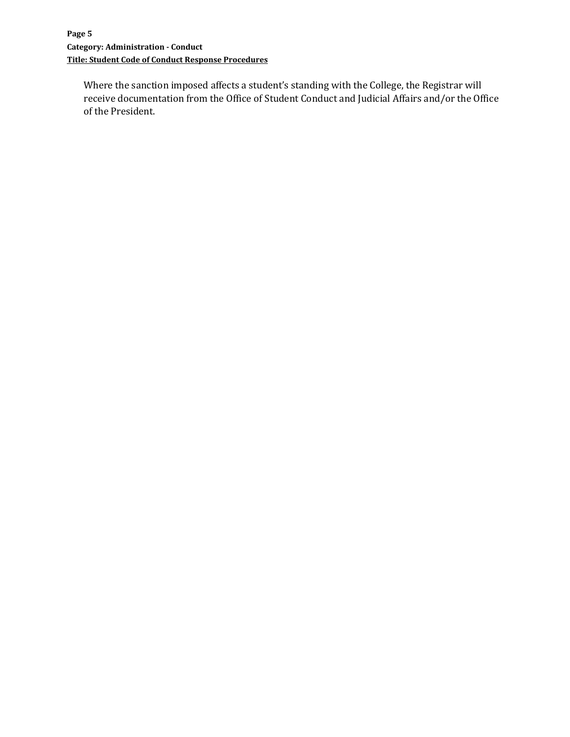Where the sanction imposed affects a student's standing with the College, the Registrar will receive documentation from the Office of Student Conduct and Judicial Affairs and/or the Office of the President.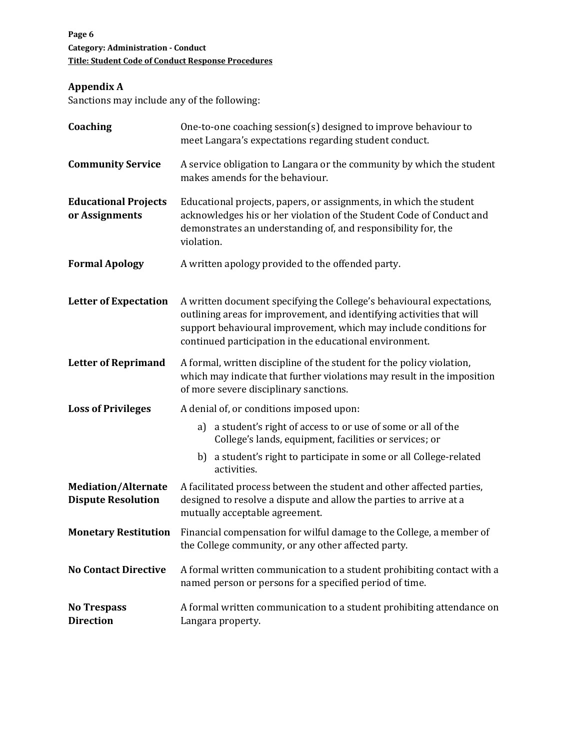## Appendix A

Sanctions may include any of the following:

**Coaching**
One-to-one coaching session(s) designed to improve behaviour to meet Langara's expectations regarding student conduct.

**Community Service**
A service obligation to Langara or the community by which the student makes amends for the behaviour.

**Educational Projects or Assignments**
Educational projects, papers, or assignments, in which the student acknowledges his or her violation of the Student Code of Conduct and demonstrates an understanding of, and responsibility for, the violation.

**Formal Apology**
A written apology provided to the offended party.

**Letter of Expectation**
A written document specifying the College's behavioural expectations, outlining areas for improvement, and identifying activities that will support behavioural improvement, which may include conditions for continued participation in the educational environment.

**Letter of Reprimand**
A formal, written discipline of the student for the policy violation, which may indicate that further violations may result in the imposition of more severe disciplinary sanctions.

**Loss of Privileges**
A denial of, or conditions imposed upon:

a) a student's right of access to or use of some or all of the College's lands, equipment, facilities or services; or

b) a student's right to participate in some or all College-related activities.

**Mediation/Alternate Dispute Resolution**
A facilitated process between the student and other affected parties, designed to resolve a dispute and allow the parties to arrive at a mutually acceptable agreement.

**Monetary Restitution**
Financial compensation for wilful damage to the College, a member of the College community, or any other affected party.

**No Contact Directive**
A formal written communication to a student prohibiting contact with a named person or persons for a specified period of time.

**No Trespass Direction**
A formal written communication to a student prohibiting attendance on Langara property.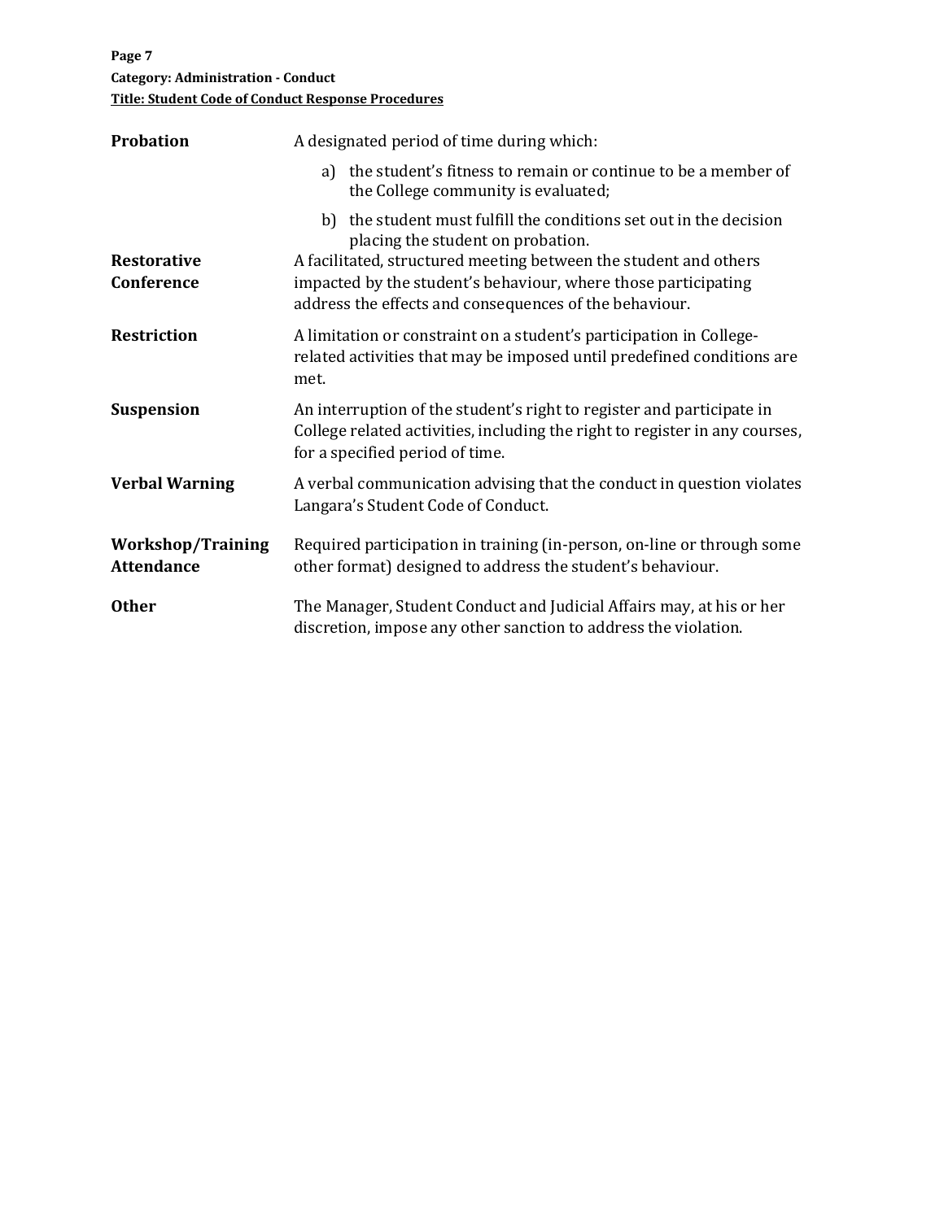| | |
|---|---|
| **Probation** | A designated period of time during which: a) the student's fitness to remain or continue to be a member of the College community is evaluated; b) the student must fulfill the conditions set out in the decision placing the student on probation. |
| **Restorative Conference** | A facilitated, structured meeting between the student and others impacted by the student's behaviour, where those participating address the effects and consequences of the behaviour. |
| **Restriction** | A limitation or constraint on a student's participation in College-related activities that may be imposed until predefined conditions are met. |
| **Suspension** | An interruption of the student's right to register and participate in College related activities, including the right to register in any courses, for a specified period of time. |
| **Verbal Warning** | A verbal communication advising that the conduct in question violates Langara's Student Code of Conduct. |
| **Workshop/Training Attendance** | Required participation in training (in-person, on-line or through some other format) designed to address the student's behaviour. |
| **Other** | The Manager, Student Conduct and Judicial Affairs may, at his or her discretion, impose any other sanction to address the violation. |